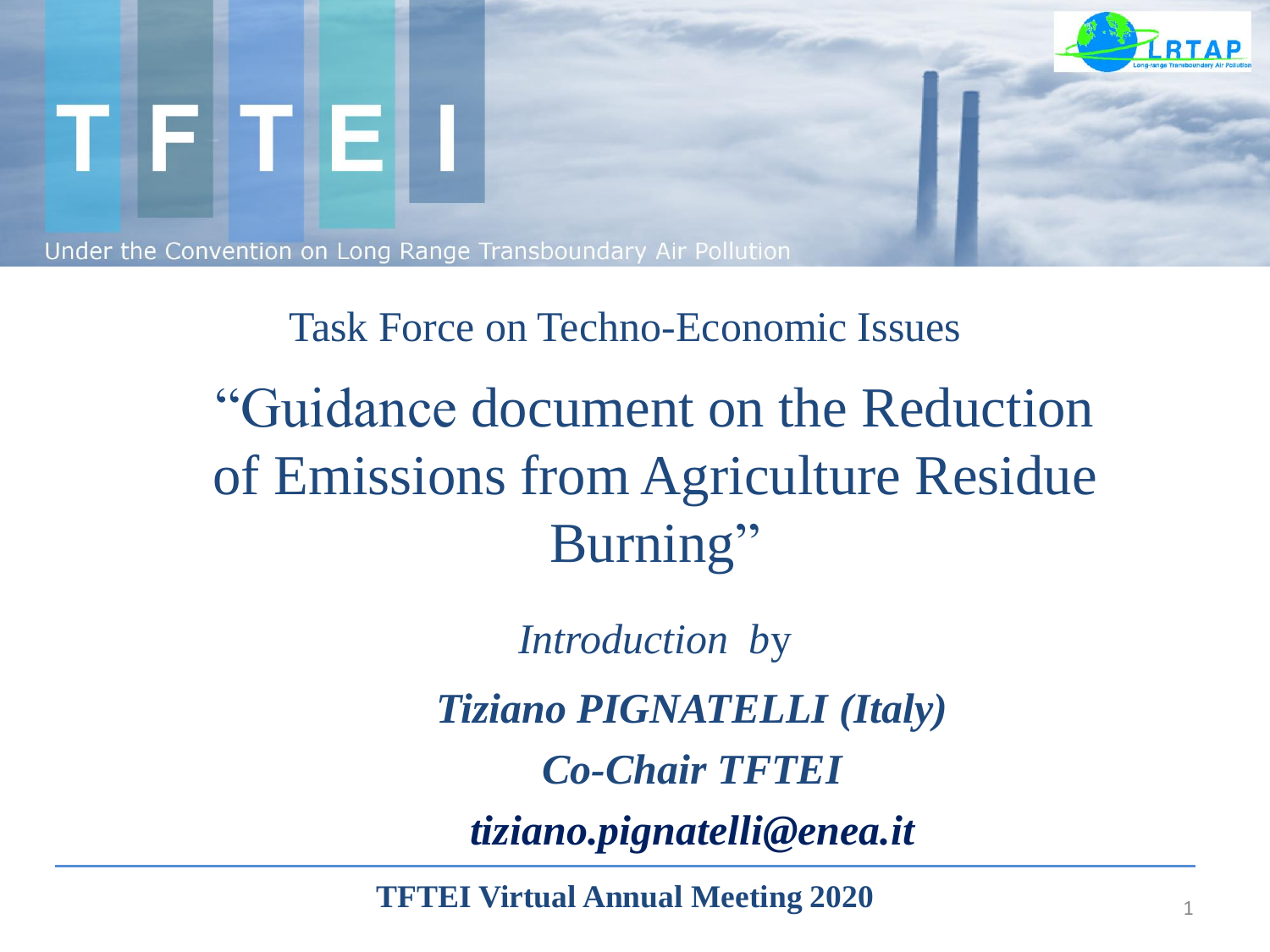# TFTEI

Under the Convention on Long Range Transboundary Air Pollution

LRTAP

Task Force on Techno-Economic Issues

## "Guidance document on the Reduction of Emissions from Agriculture Residue Burning"

*Introduction by*

***Tiziano PIGNATELLI (Italy)***

***Co-Chair TFTEI***

***tiziano.pignatelli@enea.it***

**TFTEI Virtual Annual Meeting 2020**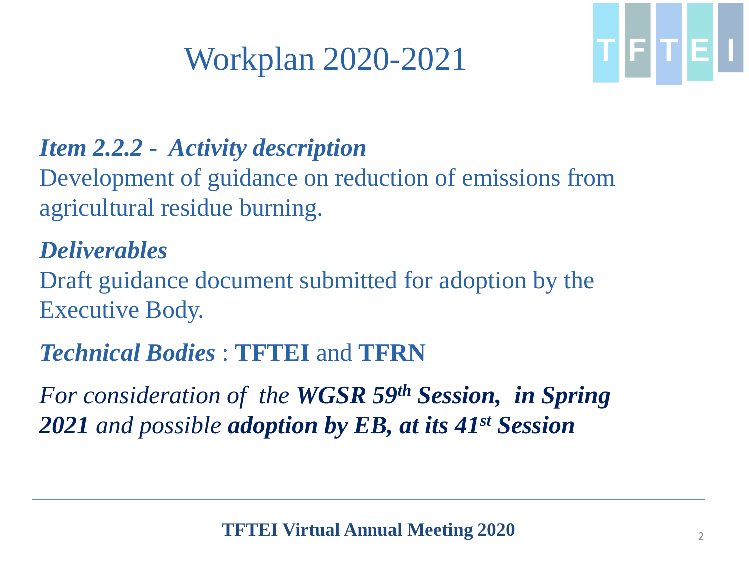# Workplan 2020-2021

***Item 2.2.2 - Activity description***

Development of guidance on reduction of emissions from agricultural residue burning.

***Deliverables***

Draft guidance document submitted for adoption by the Executive Body.

***Technical Bodies*** : **TFTEI** and **TFRN**

*For consideration of the* ***WGSR 59th Session, in Spring 2021*** *and possible* ***adoption by EB, at its 41st Session***

**TFTEI Virtual Annual Meeting 2020**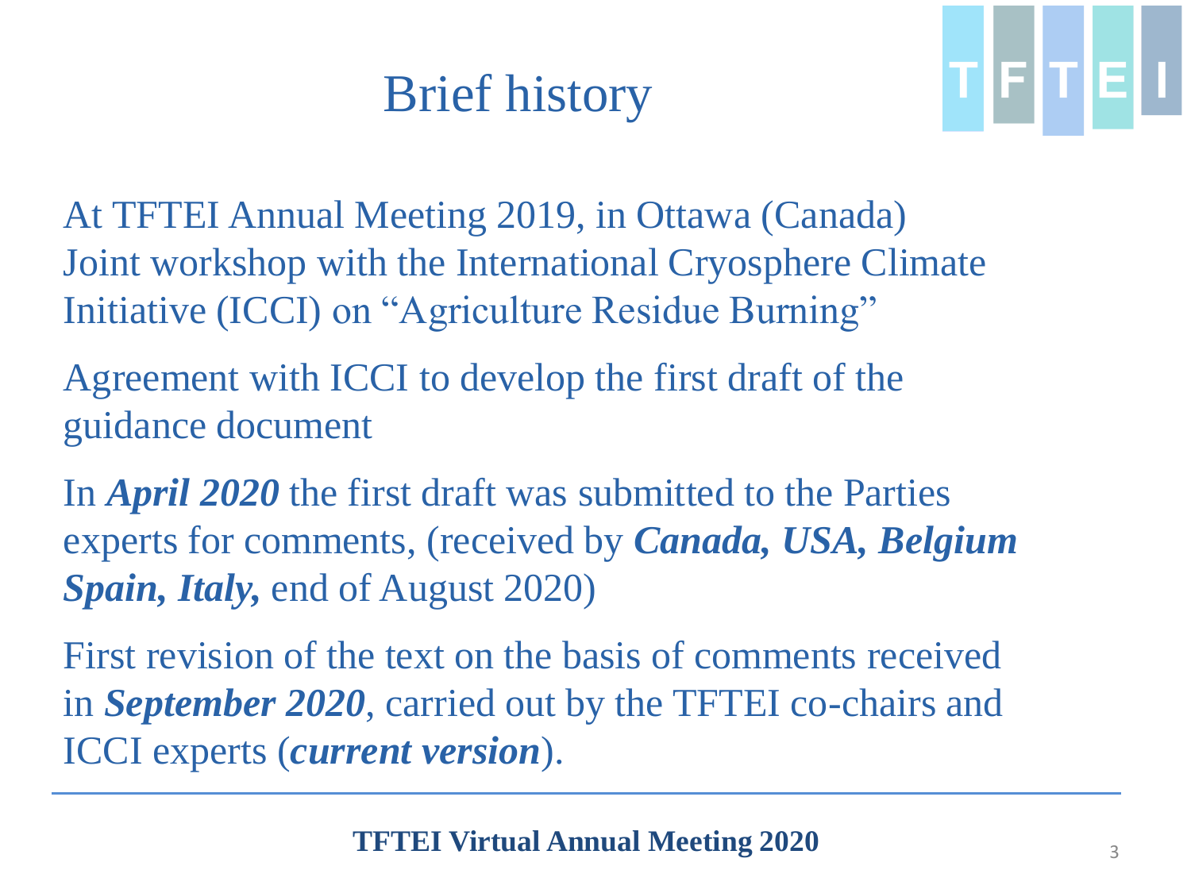# Brief history

At TFTEI Annual Meeting 2019, in Ottawa (Canada) Joint workshop with the International Cryosphere Climate Initiative (ICCI) on "Agriculture Residue Burning"

Agreement with ICCI to develop the first draft of the guidance document

In ***April 2020*** the first draft was submitted to the Parties experts for comments, (received by ***Canada, USA, Belgium Spain, Italy,*** end of August 2020)

First revision of the text on the basis of comments received in ***September 2020***, carried out by the TFTEI co-chairs and ICCI experts (***current version***).

**TFTEI Virtual Annual Meeting 2020**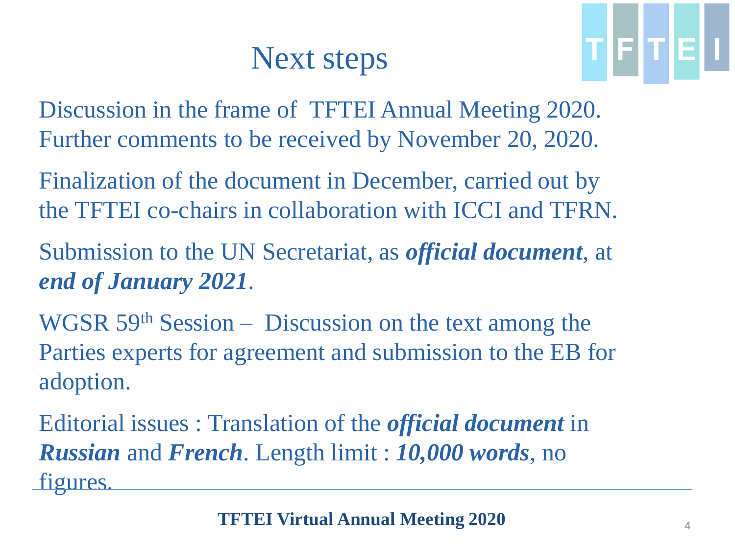# Next steps

Discussion in the frame of TFTEI Annual Meeting 2020. Further comments to be received by November 20, 2020.

Finalization of the document in December, carried out by the TFTEI co-chairs in collaboration with ICCI and TFRN.

Submission to the UN Secretariat, as ***official document***, at ***end of January 2021***.

WGSR 59th Session – Discussion on the text among the Parties experts for agreement and submission to the EB for adoption.

Editorial issues : Translation of the ***official document*** in ***Russian*** and ***French***. Length limit : ***10,000 words***, no figures.

**TFTEI Virtual Annual Meeting 2020**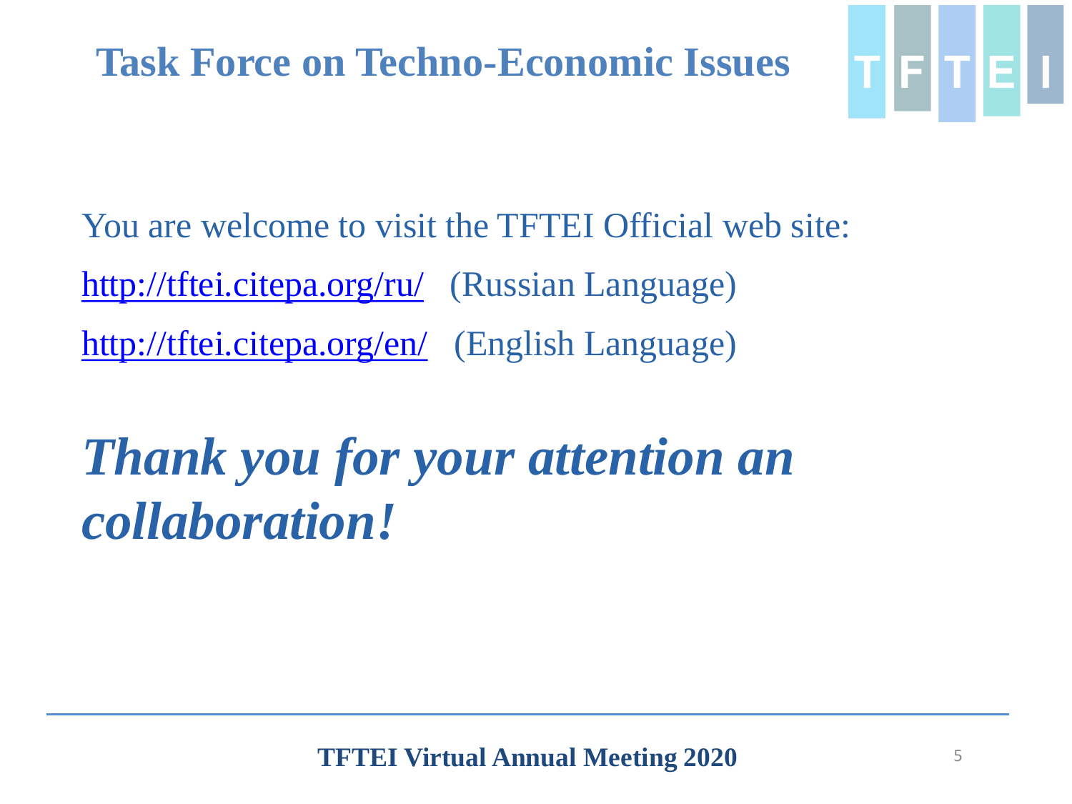# Task Force on Techno-Economic Issues

You are welcome to visit the TFTEI Official web site:

http://tftei.citepa.org/ru/ (Russian Language)

http://tftei.citepa.org/en/ (English Language)

***Thank you for your attention an collaboration!***